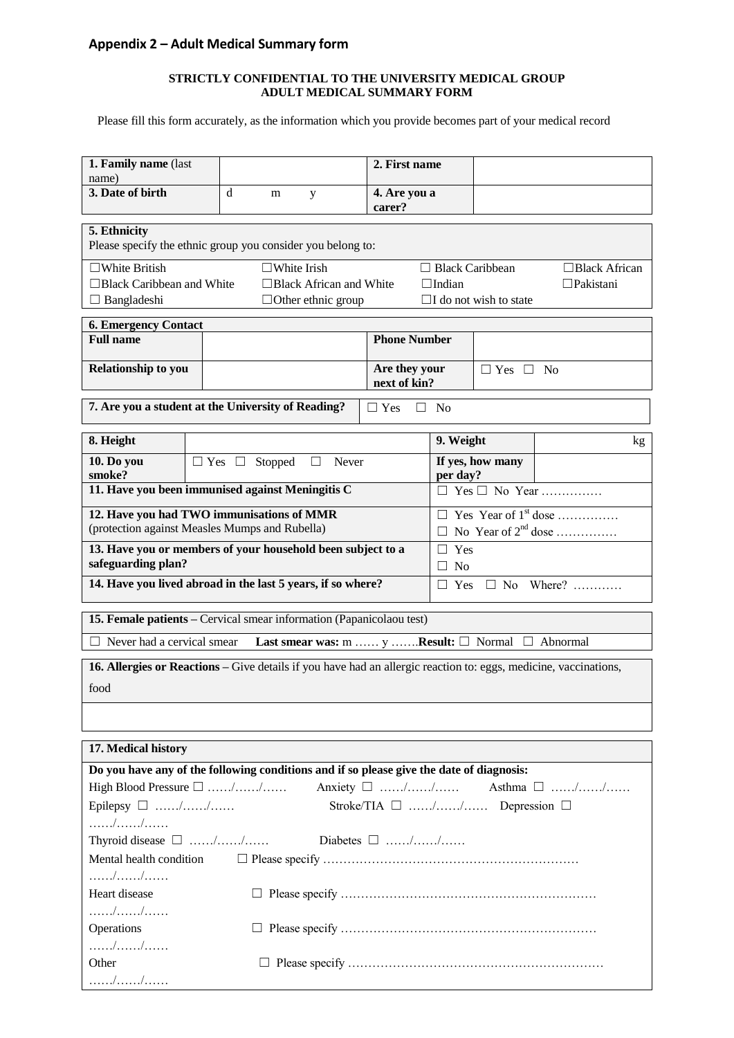## Appendix 2 – Adult Medical Summary form

**STRICTLY CONFIDENTIAL TO THE UNIVERSITY MEDICAL GROUP**
**ADULT MEDICAL SUMMARY FORM**

Please fill this form accurately, as the information which you provide becomes part of your medical record

| **1. Family name** (last name) | | **2. First name** | |
|---|---|---|---|
| **3. Date of birth** | d m y | **4. Are you a carer?** | |

**5. Ethnicity**
Please specify the ethnic group you consider you belong to:

| | | | |
|---|---|---|---|
| ☐White British | ☐White Irish | ☐ Black Caribbean | ☐Black African |
| ☐Black Caribbean and White | ☐Black African and White | ☐Indian | ☐Pakistani |
| ☐ Bangladeshi | ☐Other ethnic group | ☐I do not wish to state | |

**6. Emergency Contact**

| **Full name** | | **Phone Number** | |
|---|---|---|---|
| **Relationship to you** | | **Are they your next of kin?** | ☐ Yes ☐ No |

| **7. Are you a student at the University of Reading?** | ☐ Yes ☐ No |
|---|---|

| **8. Height** | | **9. Weight** | kg |
|---|---|---|---|
| **10. Do you smoke?** | ☐ Yes ☐ Stopped ☐ Never | **If yes, how many per day?** | |

| | |
|---|---|
| **11. Have you been immunised against Meningitis C** | ☐ Yes ☐ No Year …………… |
| **12. Have you had TWO immunisations of MMR** (protection against Measles Mumps and Rubella) | ☐ Yes Year of 1st dose …………… ☐ No Year of 2nd dose …………… |
| **13. Have you or members of your household been subject to a safeguarding plan?** | ☐ Yes ☐ No |
| **14. Have you lived abroad in the last 5 years, if so where?** | ☐ Yes ☐ No Where? ………… |

**15. Female patients –** Cervical smear information (Papanicolaou test)

☐ Never had a cervical smear **Last smear was:** m …… y …….**Result:** ☐ Normal ☐ Abnormal

**16. Allergies or Reactions –** Give details if you have had an allergic reaction to: eggs, medicine, vaccinations, food

**17. Medical history**

**Do you have any of the following conditions and if so please give the date of diagnosis:**

High Blood Pressure ☐ ……/……/…… Anxiety ☐ ……/……/…… Asthma ☐ ……/……/……

Epilepsy ☐ ……/……/…… Stroke/TIA ☐ ……/……/…… Depression ☐ ……/……/……

Thyroid disease ☐ ……/……/…… Diabetes ☐ ……/……/……

Mental health condition ☐ Please specify ……………………………………………………… ……/……/……

Heart disease ☐ Please specify ……………………………………………………… ……/……/……

Operations ☐ Please specify ……………………………………………………… ……/……/……

Other ☐ Please specify ……………………………………………………… ……/……/……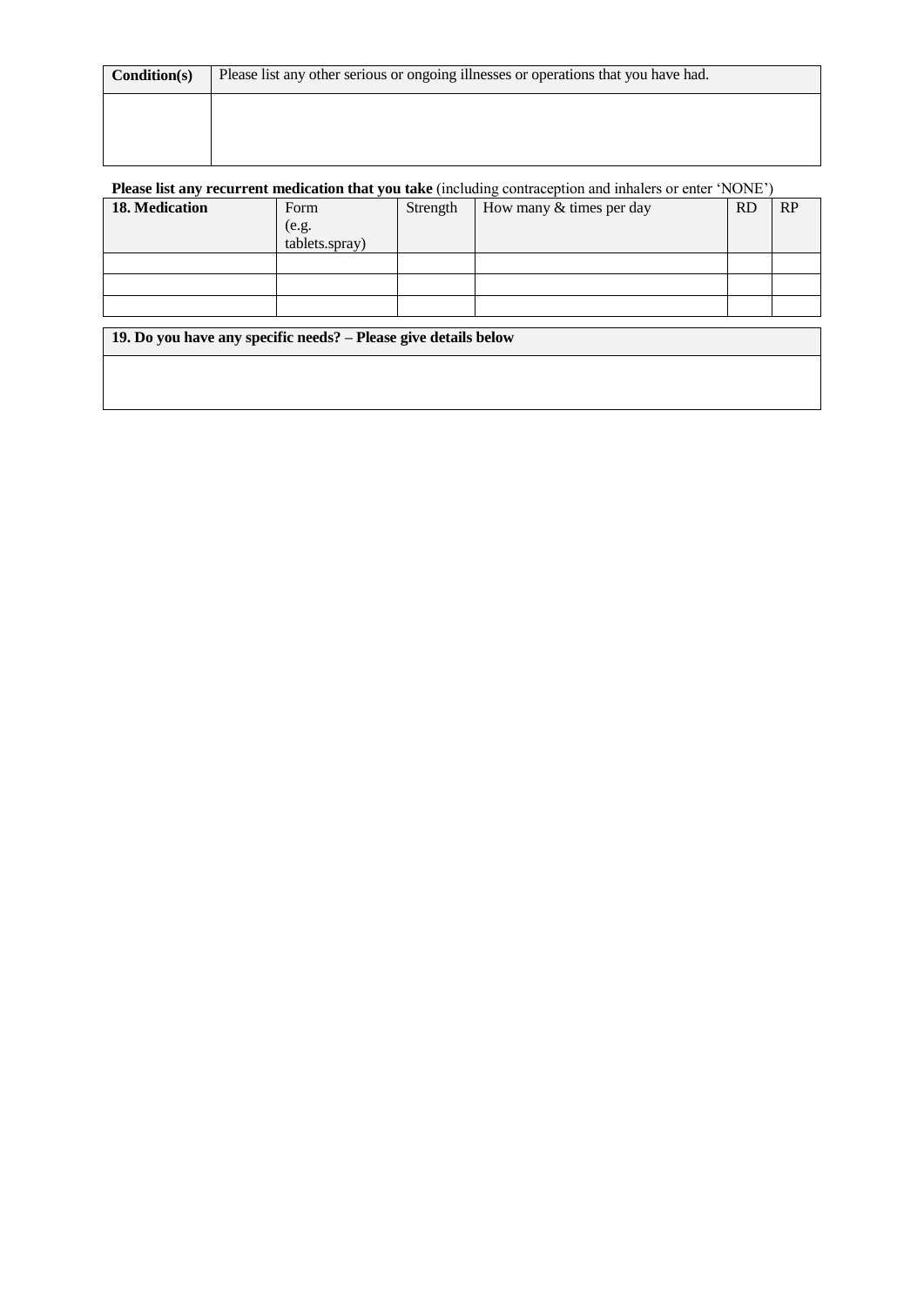| Condition(s) | Please list any other serious or ongoing illnesses or operations that you have had. |
| --- | --- |
| | |

**Please list any recurrent medication that you take** (including contraception and inhalers or enter 'NONE')

| 18. Medication | Form (e.g. tablets.spray) | Strength | How many & times per day | RD | RP |
| --- | --- | --- | --- | --- | --- |
| | | | | | |
| | | | | | |
| | | | | | |

| 19. Do you have any specific needs? – Please give details below |
| --- |
| |